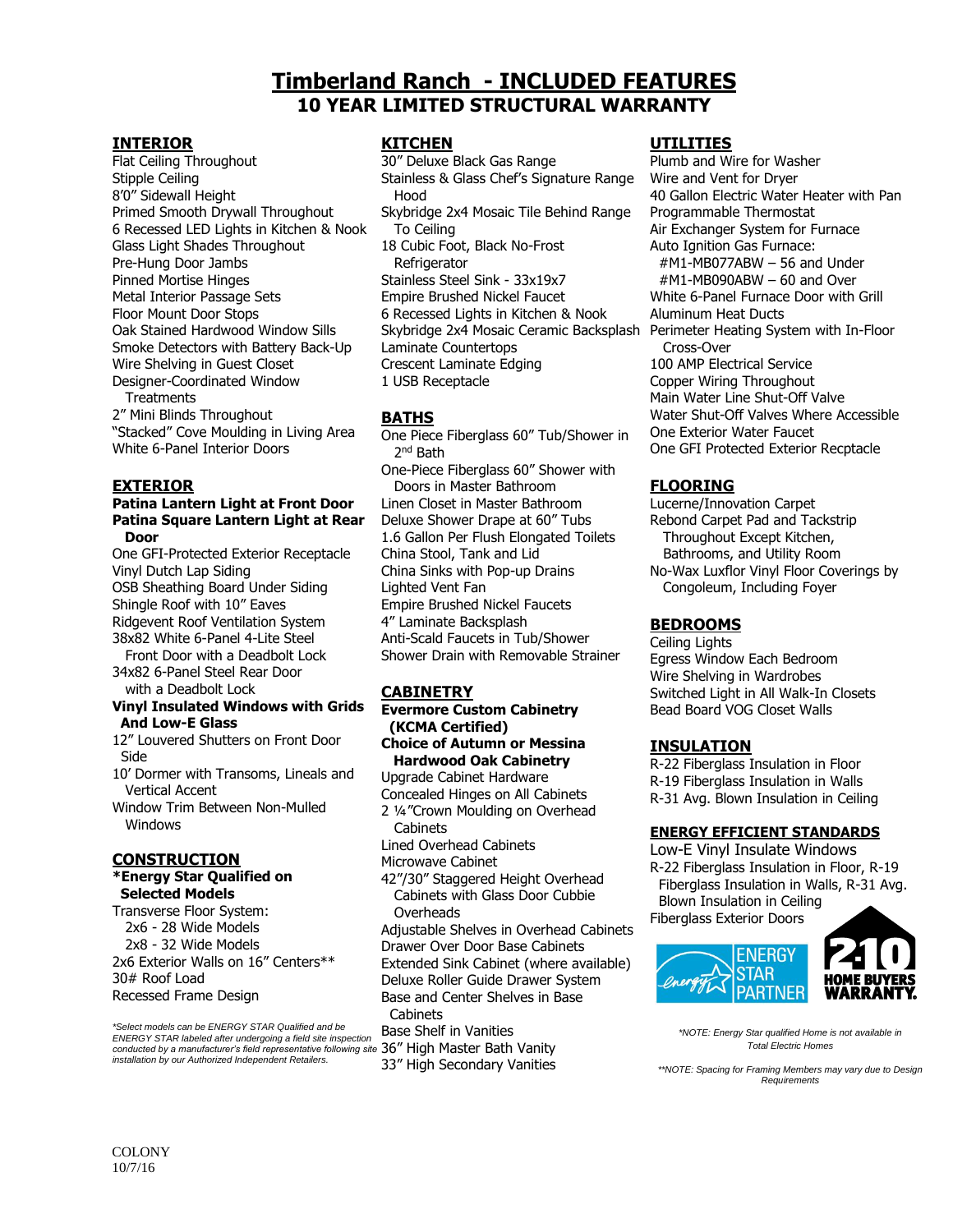# Timberland Ranch - INCLUDED FEATURES

## 10 YEAR LIMITED STRUCTURAL WARRANTY

### INTERIOR

Flat Ceiling Throughout
Stipple Ceiling
8'0" Sidewall Height
Primed Smooth Drywall Throughout
6 Recessed LED Lights in Kitchen & Nook
Glass Light Shades Throughout
Pre-Hung Door Jambs
Pinned Mortise Hinges
Metal Interior Passage Sets
Floor Mount Door Stops
Oak Stained Hardwood Window Sills
Smoke Detectors with Battery Back-Up
Wire Shelving in Guest Closet
Designer-Coordinated Window Treatments
2" Mini Blinds Throughout
"Stacked" Cove Moulding in Living Area
White 6-Panel Interior Doors

### EXTERIOR

**Patina Lantern Light at Front Door**
**Patina Square Lantern Light at Rear Door**
One GFI-Protected Exterior Receptacle
Vinyl Dutch Lap Siding
OSB Sheathing Board Under Siding
Shingle Roof with 10" Eaves
Ridgevent Roof Ventilation System
38x82 White 6-Panel 4-Lite Steel Front Door with a Deadbolt Lock
34x82 6-Panel Steel Rear Door with a Deadbolt Lock
**Vinyl Insulated Windows with Grids And Low-E Glass**
12" Louvered Shutters on Front Door Side
10' Dormer with Transoms, Lineals and Vertical Accent
Window Trim Between Non-Mulled Windows

### CONSTRUCTION

**\*Energy Star Qualified on Selected Models**
Transverse Floor System:
2x6 - 28 Wide Models
2x8 - 32 Wide Models
2x6 Exterior Walls on 16" Centers**
30# Roof Load
Recessed Frame Design

*\*Select models can be ENERGY STAR Qualified and be ENERGY STAR labeled after undergoing a field site inspection conducted by a manufacturer's field representative following site installation by our Authorized Independent Retailers.*

### KITCHEN

30" Deluxe Black Gas Range
Stainless & Glass Chef's Signature Range Hood
Skybridge 2x4 Mosaic Tile Behind Range To Ceiling
18 Cubic Foot, Black No-Frost Refrigerator
Stainless Steel Sink - 33x19x7
Empire Brushed Nickel Faucet
6 Recessed Lights in Kitchen & Nook
Skybridge 2x4 Mosaic Ceramic Backsplash
Laminate Countertops
Crescent Laminate Edging
1 USB Receptacle

### BATHS

One Piece Fiberglass 60" Tub/Shower in 2nd Bath
One-Piece Fiberglass 60" Shower with Doors in Master Bathroom
Linen Closet in Master Bathroom
Deluxe Shower Drape at 60" Tubs
1.6 Gallon Per Flush Elongated Toilets
China Stool, Tank and Lid
China Sinks with Pop-up Drains
Lighted Vent Fan
Empire Brushed Nickel Faucets
4" Laminate Backsplash
Anti-Scald Faucets in Tub/Shower
Shower Drain with Removable Strainer

### CABINETRY

**Evermore Custom Cabinetry (KCMA Certified)**
**Choice of Autumn or Messina Hardwood Oak Cabinetry**
Upgrade Cabinet Hardware
Concealed Hinges on All Cabinets
2 ¼"Crown Moulding on Overhead Cabinets
Lined Overhead Cabinets
Microwave Cabinet
42"/30" Staggered Height Overhead Cabinets with Glass Door Cubbie Overheads
Adjustable Shelves in Overhead Cabinets
Drawer Over Door Base Cabinets
Extended Sink Cabinet (where available)
Deluxe Roller Guide Drawer System
Base and Center Shelves in Base Cabinets
Base Shelf in Vanities
36" High Master Bath Vanity
33" High Secondary Vanities

### UTILITIES

Plumb and Wire for Washer
Wire and Vent for Dryer
40 Gallon Electric Water Heater with Pan
Programmable Thermostat
Air Exchanger System for Furnace
Auto Ignition Gas Furnace:
#M1-MB077ABW – 56 and Under
#M1-MB090ABW – 60 and Over
White 6-Panel Furnace Door with Grill
Aluminum Heat Ducts
Perimeter Heating System with In-Floor Cross-Over
100 AMP Electrical Service
Copper Wiring Throughout
Main Water Line Shut-Off Valve
Water Shut-Off Valves Where Accessible
One Exterior Water Faucet
One GFI Protected Exterior Recptacle

### FLOORING

Lucerne/Innovation Carpet
Rebond Carpet Pad and Tackstrip Throughout Except Kitchen, Bathrooms, and Utility Room
No-Wax Luxflor Vinyl Floor Coverings by Congoleum, Including Foyer

### BEDROOMS

Ceiling Lights
Egress Window Each Bedroom
Wire Shelving in Wardrobes
Switched Light in All Walk-In Closets
Bead Board VOG Closet Walls

### INSULATION

R-22 Fiberglass Insulation in Floor
R-19 Fiberglass Insulation in Walls
R-31 Avg. Blown Insulation in Ceiling

### ENERGY EFFICIENT STANDARDS

Low-E Vinyl Insulate Windows
R-22 Fiberglass Insulation in Floor, R-19 Fiberglass Insulation in Walls, R-31 Avg. Blown Insulation in Ceiling
Fiberglass Exterior Doors

ENERGY STAR PARTNER

2-10 HOME BUYERS WARRANTY.

*\*NOTE: Energy Star qualified Home is not available in Total Electric Homes*

*\*\*NOTE: Spacing for Framing Members may vary due to Design Requirements*

COLONY
10/7/16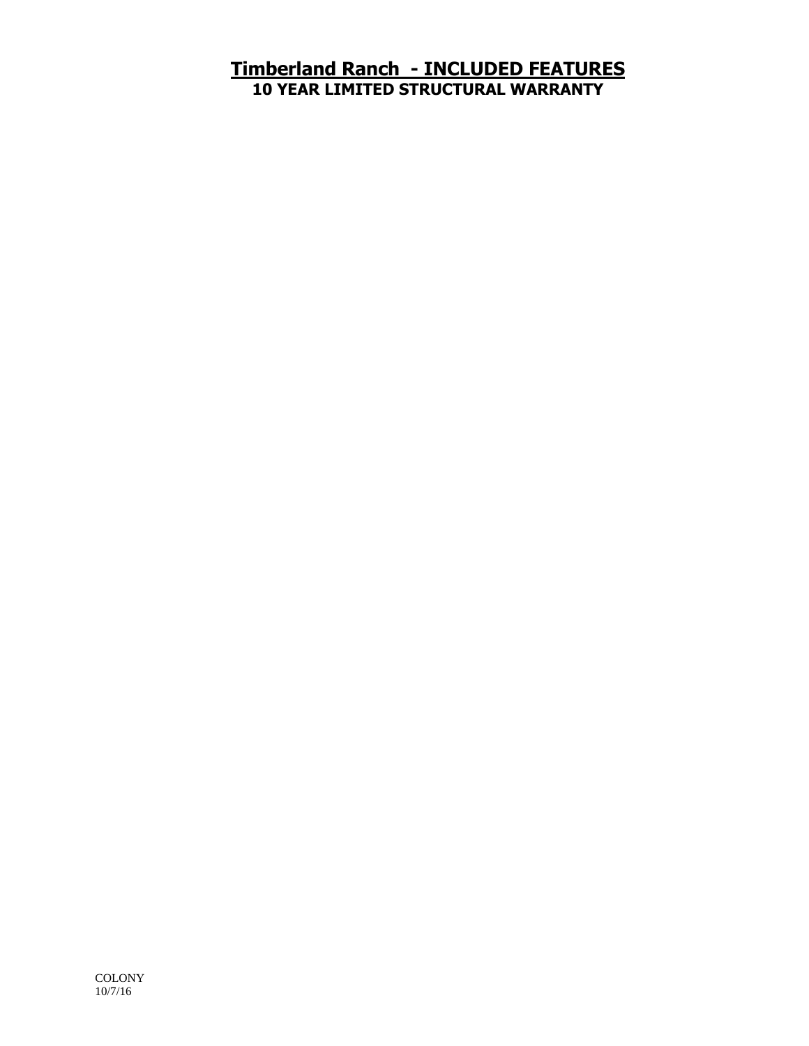# Timberland Ranch - INCLUDED FEATURES

**10 YEAR LIMITED STRUCTURAL WARRANTY**